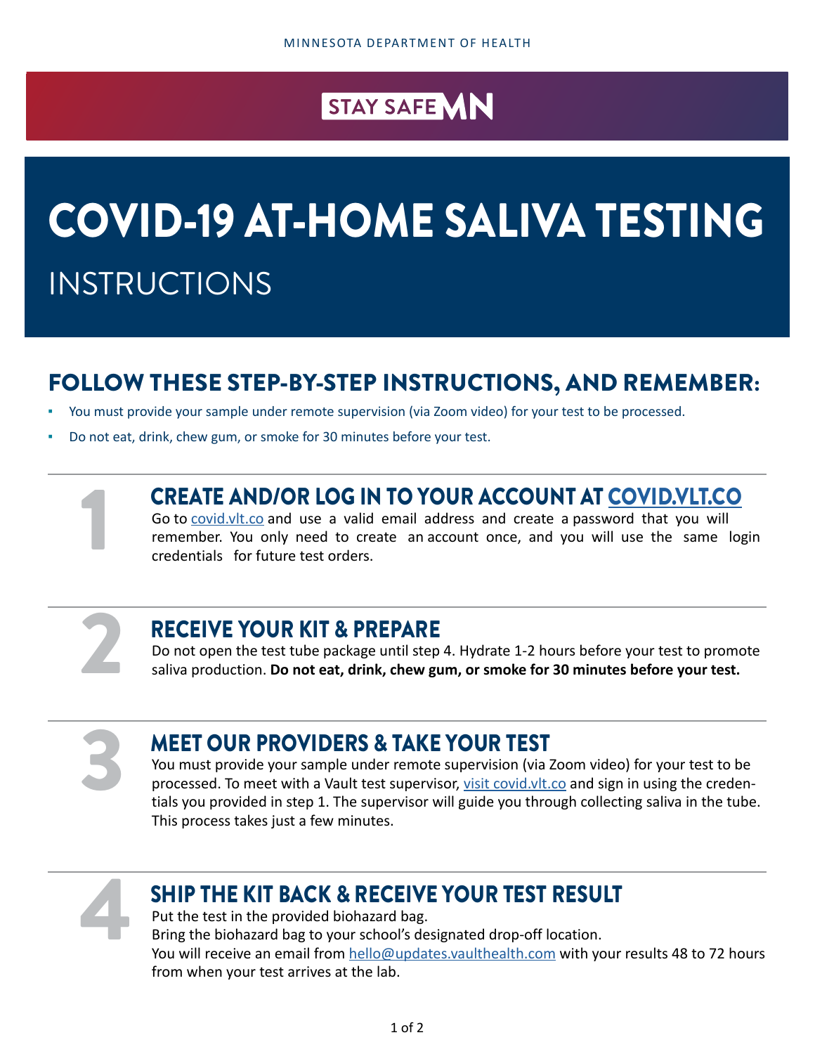MINNESOTA DEPARTMENT OF HEALTH

STAY SAFE MN

# COVID-19 AT-HOME SALIVA TESTING

## INSTRUCTIONS

## FOLLOW THESE STEP-BY-STEP INSTRUCTIONS, AND REMEMBER:

- You must provide your sample under remote supervision (via Zoom video) for your test to be processed.
- Do not eat, drink, chew gum, or smoke for 30 minutes before your test.

### 1 CREATE AND/OR LOG IN TO YOUR ACCOUNT AT COVID.VLT.CO

Go to covid.vlt.co and use a valid email address and create a password that you will remember. You only need to create an account once, and you will use the same login credentials for future test orders.

### 2 RECEIVE YOUR KIT & PREPARE

Do not open the test tube package until step 4. Hydrate 1-2 hours before your test to promote saliva production. **Do not eat, drink, chew gum, or smoke for 30 minutes before your test.**

### 3 MEET OUR PROVIDERS & TAKE YOUR TEST

You must provide your sample under remote supervision (via Zoom video) for your test to be processed. To meet with a Vault test supervisor, visit covid.vlt.co and sign in using the credentials you provided in step 1. The supervisor will guide you through collecting saliva in the tube. This process takes just a few minutes.

### 4 SHIP THE KIT BACK & RECEIVE YOUR TEST RESULT

Put the test in the provided biohazard bag.
Bring the biohazard bag to your school's designated drop-off location.
You will receive an email from hello@updates.vaulthealth.com with your results 48 to 72 hours from when your test arrives at the lab.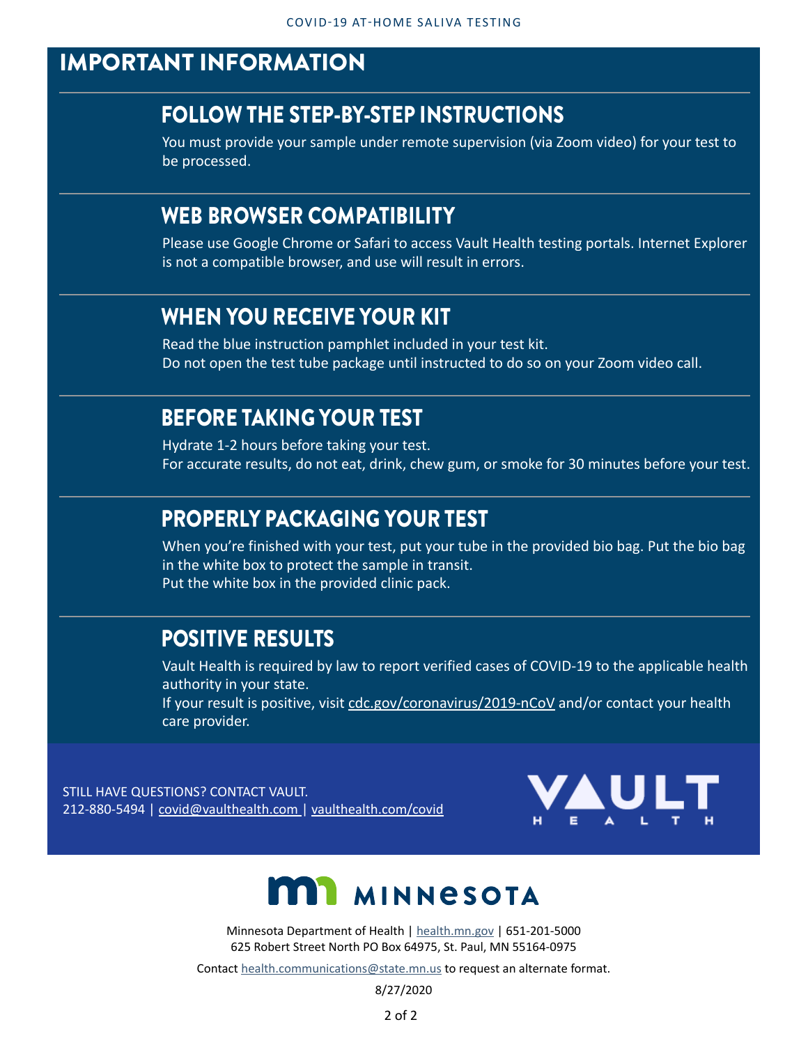# IMPORTANT INFORMATION

## FOLLOW THE STEP-BY-STEP INSTRUCTIONS

You must provide your sample under remote supervision (via Zoom video) for your test to be processed.

## WEB BROWSER COMPATIBILITY

Please use Google Chrome or Safari to access Vault Health testing portals. Internet Explorer is not a compatible browser, and use will result in errors.

## WHEN YOU RECEIVE YOUR KIT

Read the blue instruction pamphlet included in your test kit.
Do not open the test tube package until instructed to do so on your Zoom video call.

## BEFORE TAKING YOUR TEST

Hydrate 1-2 hours before taking your test.
For accurate results, do not eat, drink, chew gum, or smoke for 30 minutes before your test.

## PROPERLY PACKAGING YOUR TEST

When you're finished with your test, put your tube in the provided bio bag. Put the bio bag in the white box to protect the sample in transit.
Put the white box in the provided clinic pack.

## POSITIVE RESULTS

Vault Health is required by law to report verified cases of COVID-19 to the applicable health authority in your state.
If your result is positive, visit cdc.gov/coronavirus/2019-nCoV and/or contact your health care provider.

STILL HAVE QUESTIONS? CONTACT VAULT.
212-880-5494 | covid@vaulthealth.com | vaulthealth.com/covid

VAULT HEALTH

MINNESOTA

Minnesota Department of Health | health.mn.gov | 651-201-5000
625 Robert Street North PO Box 64975, St. Paul, MN 55164-0975

Contact health.communications@state.mn.us to request an alternate format.

8/27/2020